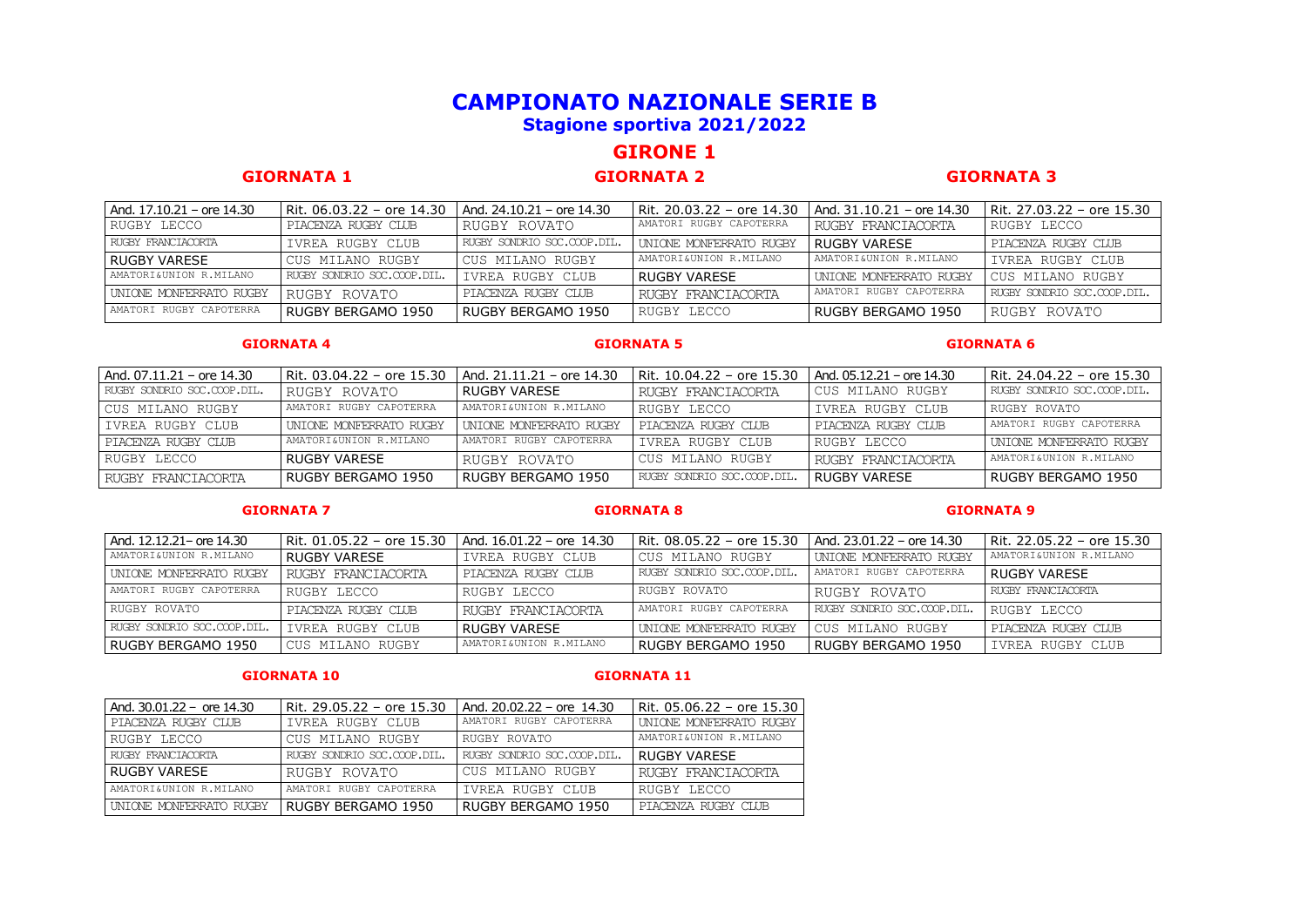# CAMPIONATO NAZIONALE SERIE B

## Stagione sportiva 2021/2022

## GIRONE 1

### GIORNATA 1 / GIORNATA 2 / GIORNATA 3

| And. 17.10.21 – ore 14.30 | Rit. 06.03.22 – ore 14.30 | And. 24.10.21 – ore 14.30 | Rit. 20.03.22 – ore 14.30 | And. 31.10.21 – ore 14.30 | Rit. 27.03.22 – ore 15.30 |
|---|---|---|---|---|---|
| RUGBY LECCO | PIACENZA RUGBY CLUB | RUGBY ROVATO | AMATORI RUGBY CAPOTERRA | RUGBY FRANCIACORTA | RUGBY LECCO |
| RUGBY FRANCIACORTA | IVREA RUGBY CLUB | RUGBY SONDRIO SOC.COOP.DIL. | UNIONE MONFERRATO RUGBY | RUGBY VARESE | PIACENZA RUGBY CLUB |
| RUGBY VARESE | CUS MILANO RUGBY | CUS MILANO RUGBY | AMATORI&UNION R.MILANO | AMATORI&UNION R.MILANO | IVREA RUGBY CLUB |
| AMATORI&UNION R.MILANO | RUGBY SONDRIO SOC.COOP.DIL. | IVREA RUGBY CLUB | RUGBY VARESE | UNIONE MONFERRATO RUGBY | CUS MILANO RUGBY |
| UNIONE MONFERRATO RUGBY | RUGBY ROVATO | PIACENZA RUGBY CLUB | RUGBY FRANCIACORTA | AMATORI RUGBY CAPOTERRA | RUGBY SONDRIO SOC.COOP.DIL. |
| AMATORI RUGBY CAPOTERRA | RUGBY BERGAMO 1950 | RUGBY BERGAMO 1950 | RUGBY LECCO | RUGBY BERGAMO 1950 | RUGBY ROVATO |

### GIORNATA 4 / GIORNATA 5 / GIORNATA 6

| And. 07.11.21 – ore 14.30 | Rit. 03.04.22 – ore 15.30 | And. 21.11.21 – ore 14.30 | Rit. 10.04.22 – ore 15.30 | And. 05.12.21 – ore 14.30 | Rit. 24.04.22 – ore 15.30 |
|---|---|---|---|---|---|
| RUGBY SONDRIO SOC.COOP.DIL. | RUGBY ROVATO | RUGBY VARESE | RUGBY FRANCIACORTA | CUS MILANO RUGBY | RUGBY SONDRIO SOC.COOP.DIL. |
| CUS MILANO RUGBY | AMATORI RUGBY CAPOTERRA | AMATORI&UNION R.MILANO | RUGBY LECCO | IVREA RUGBY CLUB | RUGBY ROVATO |
| IVREA RUGBY CLUB | UNIONE MONFERRATO RUGBY | UNIONE MONFERRATO RUGBY | PIACENZA RUGBY CLUB | PIACENZA RUGBY CLUB | AMATORI RUGBY CAPOTERRA |
| PIACENZA RUGBY CLUB | AMATORI&UNION R.MILANO | AMATORI RUGBY CAPOTERRA | IVREA RUGBY CLUB | RUGBY LECCO | UNIONE MONFERRATO RUGBY |
| RUGBY LECCO | RUGBY VARESE | RUGBY ROVATO | CUS MILANO RUGBY | RUGBY FRANCIACORTA | AMATORI&UNION R.MILANO |
| RUGBY FRANCIACORTA | RUGBY BERGAMO 1950 | RUGBY BERGAMO 1950 | RUGBY SONDRIO SOC.COOP.DIL. | RUGBY VARESE | RUGBY BERGAMO 1950 |

### GIORNATA 7 / GIORNATA 8 / GIORNATA 9

| And. 12.12.21– ore 14.30 | Rit. 01.05.22 – ore 15.30 | And. 16.01.22 – ore 14.30 | Rit. 08.05.22 – ore 15.30 | And. 23.01.22 – ore 14.30 | Rit. 22.05.22 – ore 15.30 |
|---|---|---|---|---|---|
| AMATORI&UNION R.MILANO | RUGBY VARESE | IVREA RUGBY CLUB | CUS MILANO RUGBY | UNIONE MONFERRATO RUGBY | AMATORI&UNION R.MILANO |
| UNIONE MONFERRATO RUGBY | RUGBY FRANCIACORTA | PIACENZA RUGBY CLUB | RUGBY SONDRIO SOC.COOP.DIL. | AMATORI RUGBY CAPOTERRA | RUGBY VARESE |
| AMATORI RUGBY CAPOTERRA | RUGBY LECCO | RUGBY LECCO | RUGBY ROVATO | RUGBY ROVATO | RUGBY FRANCIACORTA |
| RUGBY ROVATO | PIACENZA RUGBY CLUB | RUGBY FRANCIACORTA | AMATORI RUGBY CAPOTERRA | RUGBY SONDRIO SOC.COOP.DIL. | RUGBY LECCO |
| RUGBY SONDRIO SOC.COOP.DIL. | IVREA RUGBY CLUB | RUGBY VARESE | UNIONE MONFERRATO RUGBY | CUS MILANO RUGBY | PIACENZA RUGBY CLUB |
| RUGBY BERGAMO 1950 | CUS MILANO RUGBY | AMATORI&UNION R.MILANO | RUGBY BERGAMO 1950 | RUGBY BERGAMO 1950 | IVREA RUGBY CLUB |

### GIORNATA 10 / GIORNATA 11

| And. 30.01.22 – ore 14.30 | Rit. 29.05.22 – ore 15.30 | And. 20.02.22 – ore 14.30 | Rit. 05.06.22 – ore 15.30 |
|---|---|---|---|
| PIACENZA RUGBY CLUB | IVREA RUGBY CLUB | AMATORI RUGBY CAPOTERRA | UNIONE MONFERRATO RUGBY |
| RUGBY LECCO | CUS MILANO RUGBY | RUGBY ROVATO | AMATORI&UNION R.MILANO |
| RUGBY FRANCIACORTA | RUGBY SONDRIO SOC.COOP.DIL. | RUGBY SONDRIO SOC.COOP.DIL. | RUGBY VARESE |
| RUGBY VARESE | RUGBY ROVATO | CUS MILANO RUGBY | RUGBY FRANCIACORTA |
| AMATORI&UNION R.MILANO | AMATORI RUGBY CAPOTERRA | IVREA RUGBY CLUB | RUGBY LECCO |
| UNIONE MONFERRATO RUGBY | RUGBY BERGAMO 1950 | RUGBY BERGAMO 1950 | PIACENZA RUGBY CLUB |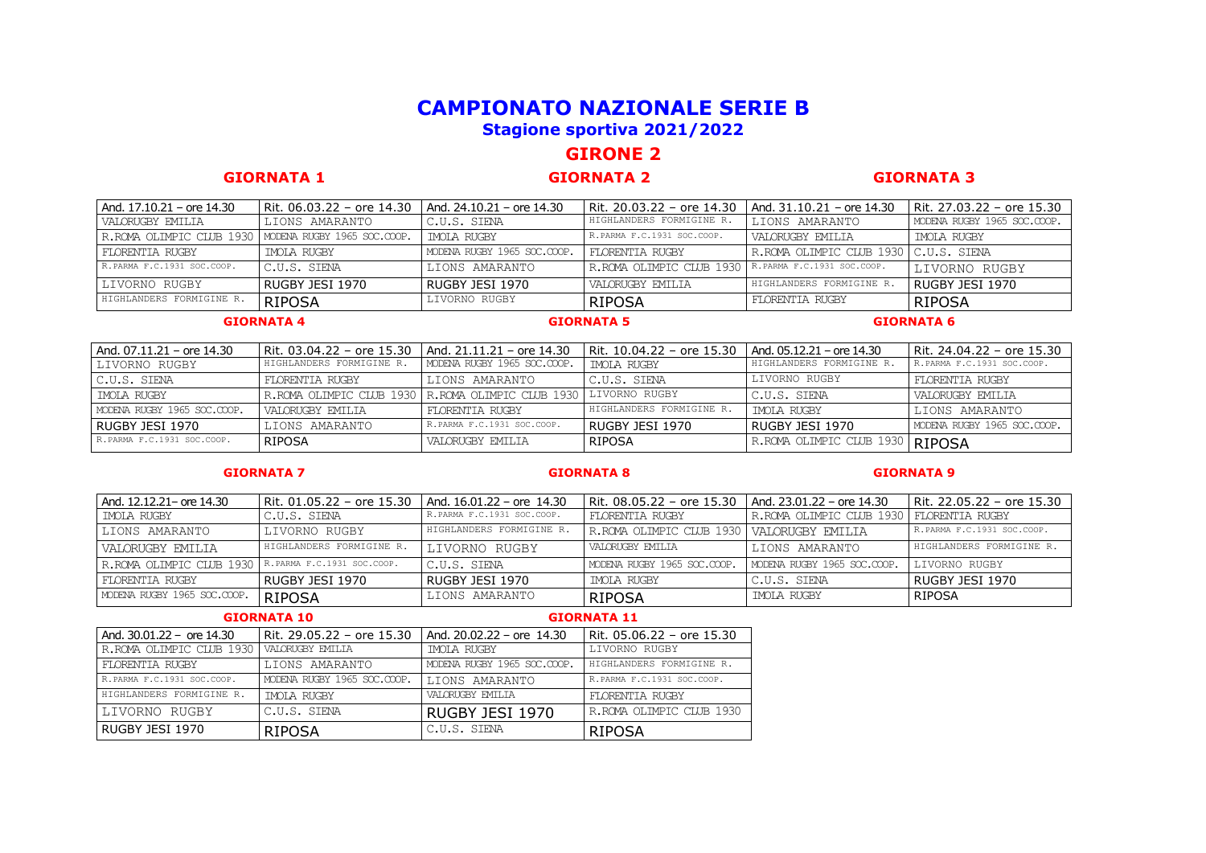# CAMPIONATO NAZIONALE SERIE B

## Stagione sportiva 2021/2022

## GIRONE 2

### GIORNATA 1 / GIORNATA 2 / GIORNATA 3

| GIORNATA 1 | | GIORNATA 2 | | GIORNATA 3 | |
|---|---|---|---|---|---|
| And. 17.10.21 – ore 14.30 | Rit. 06.03.22 – ore 14.30 | And. 24.10.21 – ore 14.30 | Rit. 20.03.22 – ore 14.30 | And. 31.10.21 – ore 14.30 | Rit. 27.03.22 – ore 15.30 |
| VALORUGBY EMILIA | LIONS AMARANTO | C.U.S. SIENA | HIGHLANDERS FORMIGINE R. | LIONS AMARANTO | MODENA RUGBY 1965 SOC.COOP. |
| R.ROMA OLIMPIC CLUB 1930 | MODENA RUGBY 1965 SOC.COOP. | IMOLA RUGBY | R.PARMA F.C.1931 SOC.COOP. | VALORUGBY EMILIA | IMOLA RUGBY |
| FLORENTIA RUGBY | IMOLA RUGBY | MODENA RUGBY 1965 SOC.COOP. | FLORENTIA RUGBY | R.ROMA OLIMPIC CLUB 1930 | C.U.S. SIENA |
| R.PARMA F.C.1931 SOC.COOP. | C.U.S. SIENA | LIONS AMARANTO | R.ROMA OLIMPIC CLUB 1930 | R.PARMA F.C.1931 SOC.COOP. | LIVORNO RUGBY |
| LIVORNO RUGBY | RUGBY JESI 1970 | RUGBY JESI 1970 | VALORUGBY EMILIA | HIGHLANDERS FORMIGINE R. | RUGBY JESI 1970 |
| HIGHLANDERS FORMIGINE R. | RIPOSA | LIVORNO RUGBY | RIPOSA | FLORENTIA RUGBY | RIPOSA |

| GIORNATA 4 | | GIORNATA 5 | | GIORNATA 6 | |
|---|---|---|---|---|---|
| And. 07.11.21 – ore 14.30 | Rit. 03.04.22 – ore 15.30 | And. 21.11.21 – ore 14.30 | Rit. 10.04.22 – ore 15.30 | And. 05.12.21 – ore 14.30 | Rit. 24.04.22 – ore 15.30 |
| LIVORNO RUGBY | HIGHLANDERS FORMIGINE R. | MODENA RUGBY 1965 SOC.COOP. | IMOLA RUGBY | HIGHLANDERS FORMIGINE R. | R.PARMA F.C.1931 SOC.COOP. |
| C.U.S. SIENA | FLORENTIA RUGBY | LIONS AMARANTO | C.U.S. SIENA | LIVORNO RUGBY | FLORENTIA RUGBY |
| IMOLA RUGBY | R.ROMA OLIMPIC CLUB 1930 | R.ROMA OLIMPIC CLUB 1930 | LIVORNO RUGBY | C.U.S. SIENA | VALORUGBY EMILIA |
| MODENA RUGBY 1965 SOC.COOP. | VALORUGBY EMILIA | FLORENTIA RUGBY | HIGHLANDERS FORMIGINE R. | IMOLA RUGBY | LIONS AMARANTO |
| RUGBY JESI 1970 | LIONS AMARANTO | R.PARMA F.C.1931 SOC.COOP. | RUGBY JESI 1970 | RUGBY JESI 1970 | MODENA RUGBY 1965 SOC.COOP. |
| R.PARMA F.C.1931 SOC.COOP. | RIPOSA | VALORUGBY EMILIA | RIPOSA | R.ROMA OLIMPIC CLUB 1930 | RIPOSA |

| GIORNATA 7 | | GIORNATA 8 | | GIORNATA 9 | |
|---|---|---|---|---|---|
| And. 12.12.21– ore 14.30 | Rit. 01.05.22 – ore 15.30 | And. 16.01.22 – ore 14.30 | Rit. 08.05.22 – ore 15.30 | And. 23.01.22 – ore 14.30 | Rit. 22.05.22 – ore 15.30 |
| IMOLA RUGBY | C.U.S. SIENA | R.PARMA F.C.1931 SOC.COOP. | FLORENTIA RUGBY | R.ROMA OLIMPIC CLUB 1930 | FLORENTIA RUGBY |
| LIONS AMARANTO | LIVORNO RUGBY | HIGHLANDERS FORMIGINE R. | R.ROMA OLIMPIC CLUB 1930 | VALORUGBY EMILIA | R.PARMA F.C.1931 SOC.COOP. |
| VALORUGBY EMILIA | HIGHLANDERS FORMIGINE R. | LIVORNO RUGBY | VALORUGBY EMILIA | LIONS AMARANTO | HIGHLANDERS FORMIGINE R. |
| R.ROMA OLIMPIC CLUB 1930 | R.PARMA F.C.1931 SOC.COOP. | C.U.S. SIENA | MODENA RUGBY 1965 SOC.COOP. | MODENA RUGBY 1965 SOC.COOP. | LIVORNO RUGBY |
| FLORENTIA RUGBY | RUGBY JESI 1970 | RUGBY JESI 1970 | IMOLA RUGBY | C.U.S. SIENA | RUGBY JESI 1970 |
| MODENA RUGBY 1965 SOC.COOP. | RIPOSA | LIONS AMARANTO | RIPOSA | IMOLA RUGBY | RIPOSA |

| GIORNATA 10 | | GIORNATA 11 | |
|---|---|---|---|
| And. 30.01.22 – ore 14.30 | Rit. 29.05.22 – ore 15.30 | And. 20.02.22 – ore 14.30 | Rit. 05.06.22 – ore 15.30 |
| R.ROMA OLIMPIC CLUB 1930 | VALORUGBY EMILIA | IMOLA RUGBY | LIVORNO RUGBY |
| FLORENTIA RUGBY | LIONS AMARANTO | MODENA RUGBY 1965 SOC.COOP. | HIGHLANDERS FORMIGINE R. |
| R.PARMA F.C.1931 SOC.COOP. | MODENA RUGBY 1965 SOC.COOP. | LIONS AMARANTO | R.PARMA F.C.1931 SOC.COOP. |
| HIGHLANDERS FORMIGINE R. | IMOLA RUGBY | VALORUGBY EMILIA | FLORENTIA RUGBY |
| LIVORNO RUGBY | C.U.S. SIENA | RUGBY JESI 1970 | R.ROMA OLIMPIC CLUB 1930 |
| RUGBY JESI 1970 | RIPOSA | C.U.S. SIENA | RIPOSA |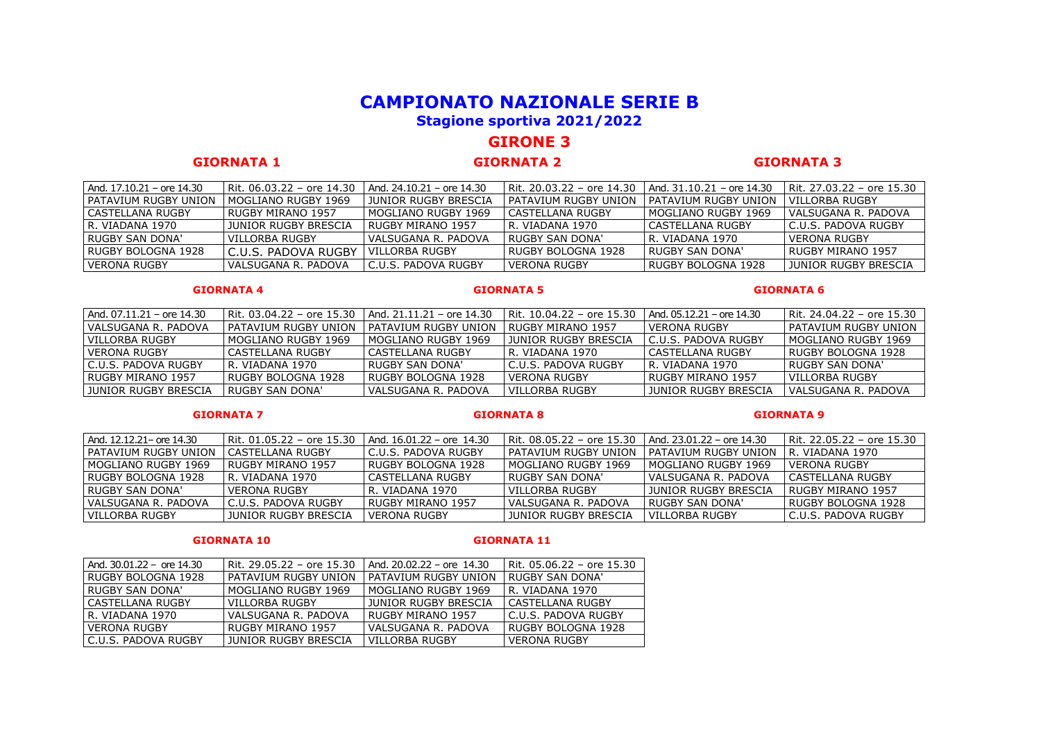# CAMPIONATO NAZIONALE SERIE B

## Stagione sportiva 2021/2022

## GIRONE 3

| GIORNATA 1 | | GIORNATA 2 | | GIORNATA 3 | |
|---|---|---|---|---|---|
| And. 17.10.21 – ore 14.30 | Rit. 06.03.22 – ore 14.30 | And. 24.10.21 – ore 14.30 | Rit. 20.03.22 – ore 14.30 | And. 31.10.21 – ore 14.30 | Rit. 27.03.22 – ore 15.30 |
| PATAVIUM RUGBY UNION | MOGLIANO RUGBY 1969 | JUNIOR RUGBY BRESCIA | PATAVIUM RUGBY UNION | PATAVIUM RUGBY UNION | VILLORBA RUGBY |
| CASTELLANA RUGBY | RUGBY MIRANO 1957 | MOGLIANO RUGBY 1969 | CASTELLANA RUGBY | MOGLIANO RUGBY 1969 | VALSUGANA R. PADOVA |
| R. VIADANA 1970 | JUNIOR RUGBY BRESCIA | RUGBY MIRANO 1957 | R. VIADANA 1970 | CASTELLANA RUGBY | C.U.S. PADOVA RUGBY |
| RUGBY SAN DONA' | VILLORBA RUGBY | VALSUGANA R. PADOVA | RUGBY SAN DONA' | R. VIADANA 1970 | VERONA RUGBY |
| RUGBY BOLOGNA 1928 | C.U.S. PADOVA RUGBY | VILLORBA RUGBY | RUGBY BOLOGNA 1928 | RUGBY SAN DONA' | RUGBY MIRANO 1957 |
| VERONA RUGBY | VALSUGANA R. PADOVA | C.U.S. PADOVA RUGBY | VERONA RUGBY | RUGBY BOLOGNA 1928 | JUNIOR RUGBY BRESCIA |

| GIORNATA 4 | | GIORNATA 5 | | GIORNATA 6 | |
|---|---|---|---|---|---|
| And. 07.11.21 – ore 14.30 | Rit. 03.04.22 – ore 15.30 | And. 21.11.21 – ore 14.30 | Rit. 10.04.22 – ore 15.30 | And. 05.12.21 – ore 14.30 | Rit. 24.04.22 – ore 15.30 |
| VALSUGANA R. PADOVA | PATAVIUM RUGBY UNION | PATAVIUM RUGBY UNION | RUGBY MIRANO 1957 | VERONA RUGBY | PATAVIUM RUGBY UNION |
| VILLORBA RUGBY | MOGLIANO RUGBY 1969 | MOGLIANO RUGBY 1969 | JUNIOR RUGBY BRESCIA | C.U.S. PADOVA RUGBY | MOGLIANO RUGBY 1969 |
| VERONA RUGBY | CASTELLANA RUGBY | CASTELLANA RUGBY | R. VIADANA 1970 | CASTELLANA RUGBY | RUGBY BOLOGNA 1928 |
| C.U.S. PADOVA RUGBY | R. VIADANA 1970 | RUGBY SAN DONA' | C.U.S. PADOVA RUGBY | R. VIADANA 1970 | RUGBY SAN DONA' |
| RUGBY MIRANO 1957 | RUGBY BOLOGNA 1928 | RUGBY BOLOGNA 1928 | VERONA RUGBY | RUGBY MIRANO 1957 | VILLORBA RUGBY |
| JUNIOR RUGBY BRESCIA | RUGBY SAN DONA' | VALSUGANA R. PADOVA | VILLORBA RUGBY | JUNIOR RUGBY BRESCIA | VALSUGANA R. PADOVA |

| GIORNATA 7 | | GIORNATA 8 | | GIORNATA 9 | |
|---|---|---|---|---|---|
| And. 12.12.21– ore 14.30 | Rit. 01.05.22 – ore 15.30 | And. 16.01.22 – ore 14.30 | Rit. 08.05.22 – ore 15.30 | And. 23.01.22 – ore 14.30 | Rit. 22.05.22 – ore 15.30 |
| PATAVIUM RUGBY UNION | CASTELLANA RUGBY | C.U.S. PADOVA RUGBY | PATAVIUM RUGBY UNION | PATAVIUM RUGBY UNION | R. VIADANA 1970 |
| MOGLIANO RUGBY 1969 | RUGBY MIRANO 1957 | RUGBY BOLOGNA 1928 | MOGLIANO RUGBY 1969 | MOGLIANO RUGBY 1969 | VERONA RUGBY |
| RUGBY BOLOGNA 1928 | R. VIADANA 1970 | CASTELLANA RUGBY | RUGBY SAN DONA' | VALSUGANA R. PADOVA | CASTELLANA RUGBY |
| RUGBY SAN DONA' | VERONA RUGBY | R. VIADANA 1970 | VILLORBA RUGBY | JUNIOR RUGBY BRESCIA | RUGBY MIRANO 1957 |
| VALSUGANA R. PADOVA | C.U.S. PADOVA RUGBY | RUGBY MIRANO 1957 | VALSUGANA R. PADOVA | RUGBY SAN DONA' | RUGBY BOLOGNA 1928 |
| VILLORBA RUGBY | JUNIOR RUGBY BRESCIA | VERONA RUGBY | JUNIOR RUGBY BRESCIA | VILLORBA RUGBY | C.U.S. PADOVA RUGBY |

| GIORNATA 10 | | GIORNATA 11 | |
|---|---|---|---|
| And. 30.01.22 – ore 14.30 | Rit. 29.05.22 – ore 15.30 | And. 20.02.22 – ore 14.30 | Rit. 05.06.22 – ore 15.30 |
| RUGBY BOLOGNA 1928 | PATAVIUM RUGBY UNION | PATAVIUM RUGBY UNION | RUGBY SAN DONA' |
| RUGBY SAN DONA' | MOGLIANO RUGBY 1969 | MOGLIANO RUGBY 1969 | R. VIADANA 1970 |
| CASTELLANA RUGBY | VILLORBA RUGBY | JUNIOR RUGBY BRESCIA | CASTELLANA RUGBY |
| R. VIADANA 1970 | VALSUGANA R. PADOVA | RUGBY MIRANO 1957 | C.U.S. PADOVA RUGBY |
| VERONA RUGBY | RUGBY MIRANO 1957 | VALSUGANA R. PADOVA | RUGBY BOLOGNA 1928 |
| C.U.S. PADOVA RUGBY | JUNIOR RUGBY BRESCIA | VILLORBA RUGBY | VERONA RUGBY |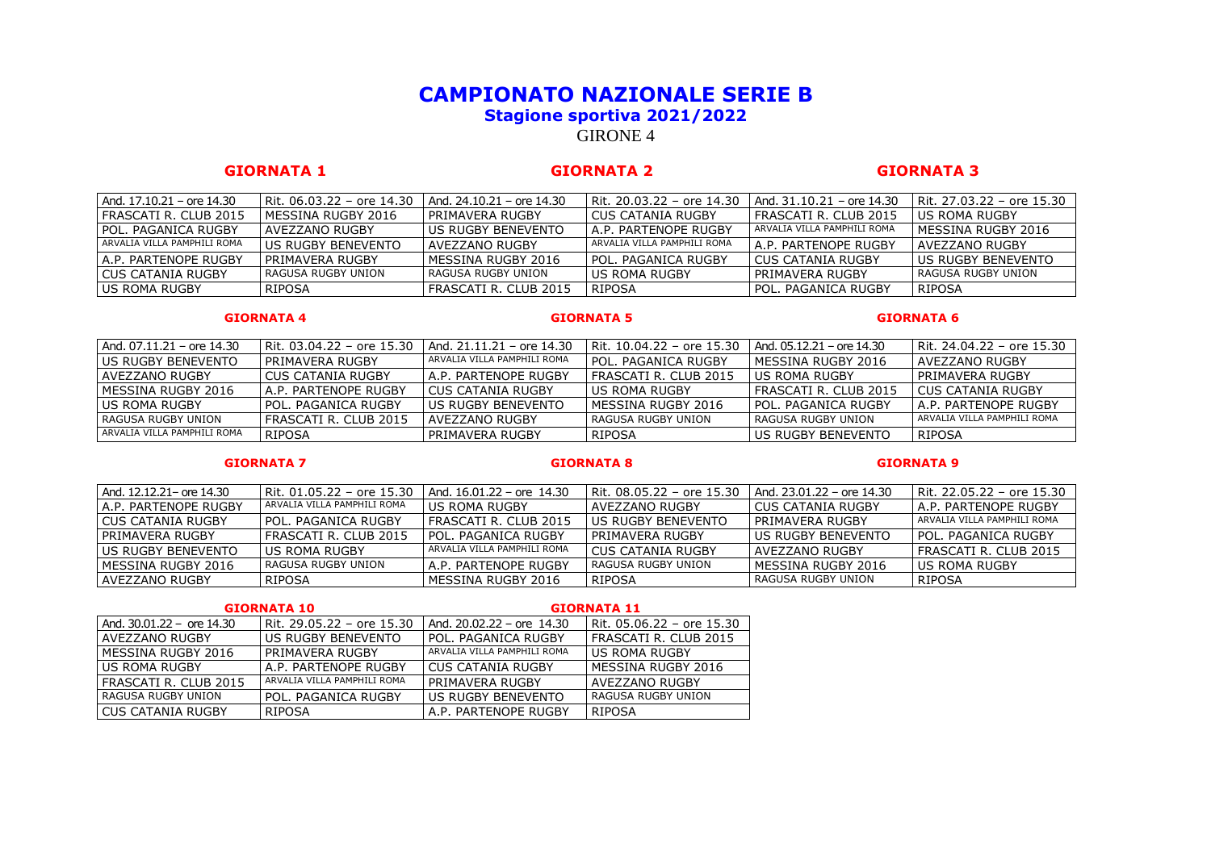# CAMPIONATO NAZIONALE SERIE B

## Stagione sportiva 2021/2022

GIRONE 4

### GIORNATA 1 / GIORNATA 2 / GIORNATA 3

| GIORNATA 1 | | GIORNATA 2 | | GIORNATA 3 | |
|---|---|---|---|---|---|
| And. 17.10.21 – ore 14.30 | Rit. 06.03.22 – ore 14.30 | And. 24.10.21 – ore 14.30 | Rit. 20.03.22 – ore 14.30 | And. 31.10.21 – ore 14.30 | Rit. 27.03.22 – ore 15.30 |
| FRASCATI R. CLUB 2015 | MESSINA RUGBY 2016 | PRIMAVERA RUGBY | CUS CATANIA RUGBY | FRASCATI R. CLUB 2015 | US ROMA RUGBY |
| POL. PAGANICA RUGBY | AVEZZANO RUGBY | US RUGBY BENEVENTO | A.P. PARTENOPE RUGBY | ARVALIA VILLA PAMPHILI ROMA | MESSINA RUGBY 2016 |
| ARVALIA VILLA PAMPHILI ROMA | US RUGBY BENEVENTO | AVEZZANO RUGBY | ARVALIA VILLA PAMPHILI ROMA | A.P. PARTENOPE RUGBY | AVEZZANO RUGBY |
| A.P. PARTENOPE RUGBY | PRIMAVERA RUGBY | MESSINA RUGBY 2016 | POL. PAGANICA RUGBY | CUS CATANIA RUGBY | US RUGBY BENEVENTO |
| CUS CATANIA RUGBY | RAGUSA RUGBY UNION | RAGUSA RUGBY UNION | US ROMA RUGBY | PRIMAVERA RUGBY | RAGUSA RUGBY UNION |
| US ROMA RUGBY | RIPOSA | FRASCATI R. CLUB 2015 | RIPOSA | POL. PAGANICA RUGBY | RIPOSA |

### GIORNATA 4 / GIORNATA 5 / GIORNATA 6

| GIORNATA 4 | | GIORNATA 5 | | GIORNATA 6 | |
|---|---|---|---|---|---|
| And. 07.11.21 – ore 14.30 | Rit. 03.04.22 – ore 15.30 | And. 21.11.21 – ore 14.30 | Rit. 10.04.22 – ore 15.30 | And. 05.12.21 – ore 14.30 | Rit. 24.04.22 – ore 15.30 |
| US RUGBY BENEVENTO | PRIMAVERA RUGBY | ARVALIA VILLA PAMPHILI ROMA | POL. PAGANICA RUGBY | MESSINA RUGBY 2016 | AVEZZANO RUGBY |
| AVEZZANO RUGBY | CUS CATANIA RUGBY | A.P. PARTENOPE RUGBY | FRASCATI R. CLUB 2015 | US ROMA RUGBY | PRIMAVERA RUGBY |
| MESSINA RUGBY 2016 | A.P. PARTENOPE RUGBY | CUS CATANIA RUGBY | US ROMA RUGBY | FRASCATI R. CLUB 2015 | CUS CATANIA RUGBY |
| US ROMA RUGBY | POL. PAGANICA RUGBY | US RUGBY BENEVENTO | MESSINA RUGBY 2016 | POL. PAGANICA RUGBY | A.P. PARTENOPE RUGBY |
| RAGUSA RUGBY UNION | FRASCATI R. CLUB 2015 | AVEZZANO RUGBY | RAGUSA RUGBY UNION | RAGUSA RUGBY UNION | ARVALIA VILLA PAMPHILI ROMA |
| ARVALIA VILLA PAMPHILI ROMA | RIPOSA | PRIMAVERA RUGBY | RIPOSA | US RUGBY BENEVENTO | RIPOSA |

### GIORNATA 7 / GIORNATA 8 / GIORNATA 9

| GIORNATA 7 | | GIORNATA 8 | | GIORNATA 9 | |
|---|---|---|---|---|---|
| And. 12.12.21– ore 14.30 | Rit. 01.05.22 – ore 15.30 | And. 16.01.22 – ore 14.30 | Rit. 08.05.22 – ore 15.30 | And. 23.01.22 – ore 14.30 | Rit. 22.05.22 – ore 15.30 |
| A.P. PARTENOPE RUGBY | ARVALIA VILLA PAMPHILI ROMA | US ROMA RUGBY | AVEZZANO RUGBY | CUS CATANIA RUGBY | A.P. PARTENOPE RUGBY |
| CUS CATANIA RUGBY | POL. PAGANICA RUGBY | FRASCATI R. CLUB 2015 | US RUGBY BENEVENTO | PRIMAVERA RUGBY | ARVALIA VILLA PAMPHILI ROMA |
| PRIMAVERA RUGBY | FRASCATI R. CLUB 2015 | POL. PAGANICA RUGBY | PRIMAVERA RUGBY | US RUGBY BENEVENTO | POL. PAGANICA RUGBY |
| US RUGBY BENEVENTO | US ROMA RUGBY | ARVALIA VILLA PAMPHILI ROMA | CUS CATANIA RUGBY | AVEZZANO RUGBY | FRASCATI R. CLUB 2015 |
| MESSINA RUGBY 2016 | RAGUSA RUGBY UNION | A.P. PARTENOPE RUGBY | RAGUSA RUGBY UNION | MESSINA RUGBY 2016 | US ROMA RUGBY |
| AVEZZANO RUGBY | RIPOSA | MESSINA RUGBY 2016 | RIPOSA | RAGUSA RUGBY UNION | RIPOSA |

### GIORNATA 10 / GIORNATA 11

| GIORNATA 10 | | GIORNATA 11 | |
|---|---|---|---|
| And. 30.01.22 – ore 14.30 | Rit. 29.05.22 – ore 15.30 | And. 20.02.22 – ore 14.30 | Rit. 05.06.22 – ore 15.30 |
| AVEZZANO RUGBY | US RUGBY BENEVENTO | POL. PAGANICA RUGBY | FRASCATI R. CLUB 2015 |
| MESSINA RUGBY 2016 | PRIMAVERA RUGBY | ARVALIA VILLA PAMPHILI ROMA | US ROMA RUGBY |
| US ROMA RUGBY | A.P. PARTENOPE RUGBY | CUS CATANIA RUGBY | MESSINA RUGBY 2016 |
| FRASCATI R. CLUB 2015 | ARVALIA VILLA PAMPHILI ROMA | PRIMAVERA RUGBY | AVEZZANO RUGBY |
| RAGUSA RUGBY UNION | POL. PAGANICA RUGBY | US RUGBY BENEVENTO | RAGUSA RUGBY UNION |
| CUS CATANIA RUGBY | RIPOSA | A.P. PARTENOPE RUGBY | RIPOSA |